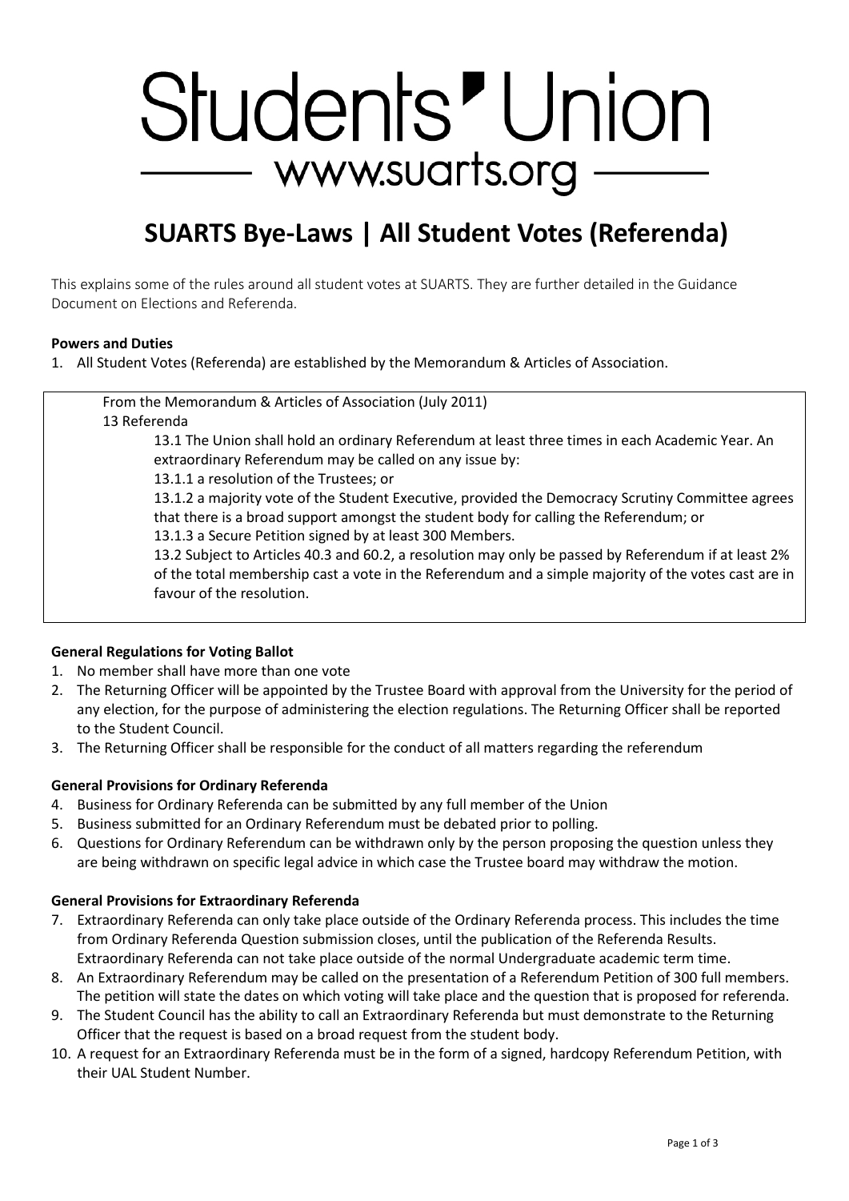# Students' Union

www.suarts.org

## SUARTS Bye-Laws | All Student Votes (Referenda)

This explains some of the rules around all student votes at SUARTS. They are further detailed in the Guidance Document on Elections and Referenda.

**Powers and Duties**

1. All Student Votes (Referenda) are established by the Memorandum & Articles of Association.

> From the Memorandum & Articles of Association (July 2011)
>
> 13 Referenda
>
> 13.1 The Union shall hold an ordinary Referendum at least three times in each Academic Year. An extraordinary Referendum may be called on any issue by:
>
> 13.1.1 a resolution of the Trustees; or
>
> 13.1.2 a majority vote of the Student Executive, provided the Democracy Scrutiny Committee agrees that there is a broad support amongst the student body for calling the Referendum; or
>
> 13.1.3 a Secure Petition signed by at least 300 Members.
>
> 13.2 Subject to Articles 40.3 and 60.2, a resolution may only be passed by Referendum if at least 2% of the total membership cast a vote in the Referendum and a simple majority of the votes cast are in favour of the resolution.

**General Regulations for Voting Ballot**

1. No member shall have more than one vote
2. The Returning Officer will be appointed by the Trustee Board with approval from the University for the period of any election, for the purpose of administering the election regulations. The Returning Officer shall be reported to the Student Council.
3. The Returning Officer shall be responsible for the conduct of all matters regarding the referendum

**General Provisions for Ordinary Referenda**

4. Business for Ordinary Referenda can be submitted by any full member of the Union
5. Business submitted for an Ordinary Referendum must be debated prior to polling.
6. Questions for Ordinary Referendum can be withdrawn only by the person proposing the question unless they are being withdrawn on specific legal advice in which case the Trustee board may withdraw the motion.

**General Provisions for Extraordinary Referenda**

7. Extraordinary Referenda can only take place outside of the Ordinary Referenda process. This includes the time from Ordinary Referenda Question submission closes, until the publication of the Referenda Results. Extraordinary Referenda can not take place outside of the normal Undergraduate academic term time.
8. An Extraordinary Referendum may be called on the presentation of a Referendum Petition of 300 full members. The petition will state the dates on which voting will take place and the question that is proposed for referenda.
9. The Student Council has the ability to call an Extraordinary Referenda but must demonstrate to the Returning Officer that the request is based on a broad request from the student body.
10. A request for an Extraordinary Referenda must be in the form of a signed, hardcopy Referendum Petition, with their UAL Student Number.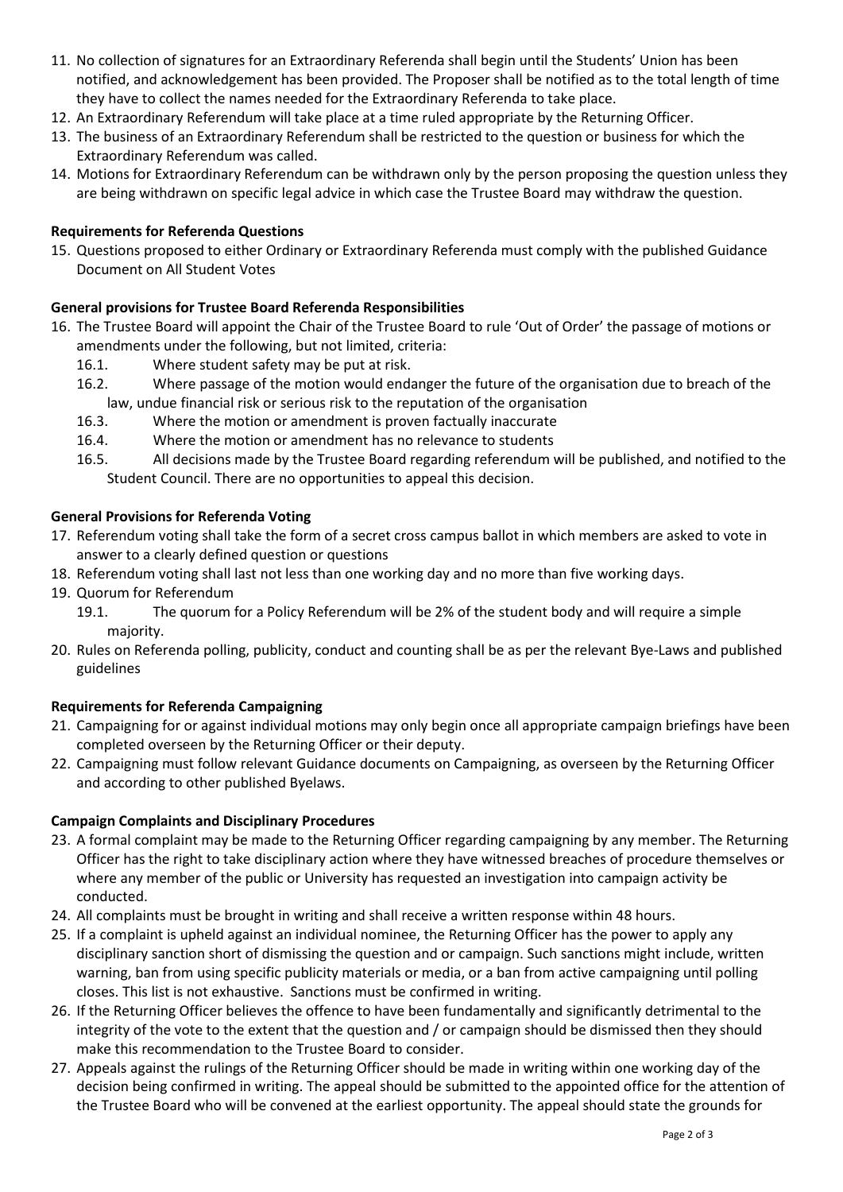11. No collection of signatures for an Extraordinary Referenda shall begin until the Students' Union has been notified, and acknowledgement has been provided. The Proposer shall be notified as to the total length of time they have to collect the names needed for the Extraordinary Referenda to take place.
12. An Extraordinary Referendum will take place at a time ruled appropriate by the Returning Officer.
13. The business of an Extraordinary Referendum shall be restricted to the question or business for which the Extraordinary Referendum was called.
14. Motions for Extraordinary Referendum can be withdrawn only by the person proposing the question unless they are being withdrawn on specific legal advice in which case the Trustee Board may withdraw the question.

**Requirements for Referenda Questions**

15. Questions proposed to either Ordinary or Extraordinary Referenda must comply with the published Guidance Document on All Student Votes

**General provisions for Trustee Board Referenda Responsibilities**

16. The Trustee Board will appoint the Chair of the Trustee Board to rule 'Out of Order' the passage of motions or amendments under the following, but not limited, criteria:
    16.1. Where student safety may be put at risk.
    16.2. Where passage of the motion would endanger the future of the organisation due to breach of the law, undue financial risk or serious risk to the reputation of the organisation
    16.3. Where the motion or amendment is proven factually inaccurate
    16.4. Where the motion or amendment has no relevance to students
    16.5. All decisions made by the Trustee Board regarding referendum will be published, and notified to the Student Council. There are no opportunities to appeal this decision.

**General Provisions for Referenda Voting**

17. Referendum voting shall take the form of a secret cross campus ballot in which members are asked to vote in answer to a clearly defined question or questions
18. Referendum voting shall last not less than one working day and no more than five working days.
19. Quorum for Referendum
    19.1. The quorum for a Policy Referendum will be 2% of the student body and will require a simple majority.
20. Rules on Referenda polling, publicity, conduct and counting shall be as per the relevant Bye-Laws and published guidelines

**Requirements for Referenda Campaigning**

21. Campaigning for or against individual motions may only begin once all appropriate campaign briefings have been completed overseen by the Returning Officer or their deputy.
22. Campaigning must follow relevant Guidance documents on Campaigning, as overseen by the Returning Officer and according to other published Byelaws.

**Campaign Complaints and Disciplinary Procedures**

23. A formal complaint may be made to the Returning Officer regarding campaigning by any member. The Returning Officer has the right to take disciplinary action where they have witnessed breaches of procedure themselves or where any member of the public or University has requested an investigation into campaign activity be conducted.
24. All complaints must be brought in writing and shall receive a written response within 48 hours.
25. If a complaint is upheld against an individual nominee, the Returning Officer has the power to apply any disciplinary sanction short of dismissing the question and or campaign. Such sanctions might include, written warning, ban from using specific publicity materials or media, or a ban from active campaigning until polling closes. This list is not exhaustive. Sanctions must be confirmed in writing.
26. If the Returning Officer believes the offence to have been fundamentally and significantly detrimental to the integrity of the vote to the extent that the question and / or campaign should be dismissed then they should make this recommendation to the Trustee Board to consider.
27. Appeals against the rulings of the Returning Officer should be made in writing within one working day of the decision being confirmed in writing. The appeal should be submitted to the appointed office for the attention of the Trustee Board who will be convened at the earliest opportunity. The appeal should state the grounds for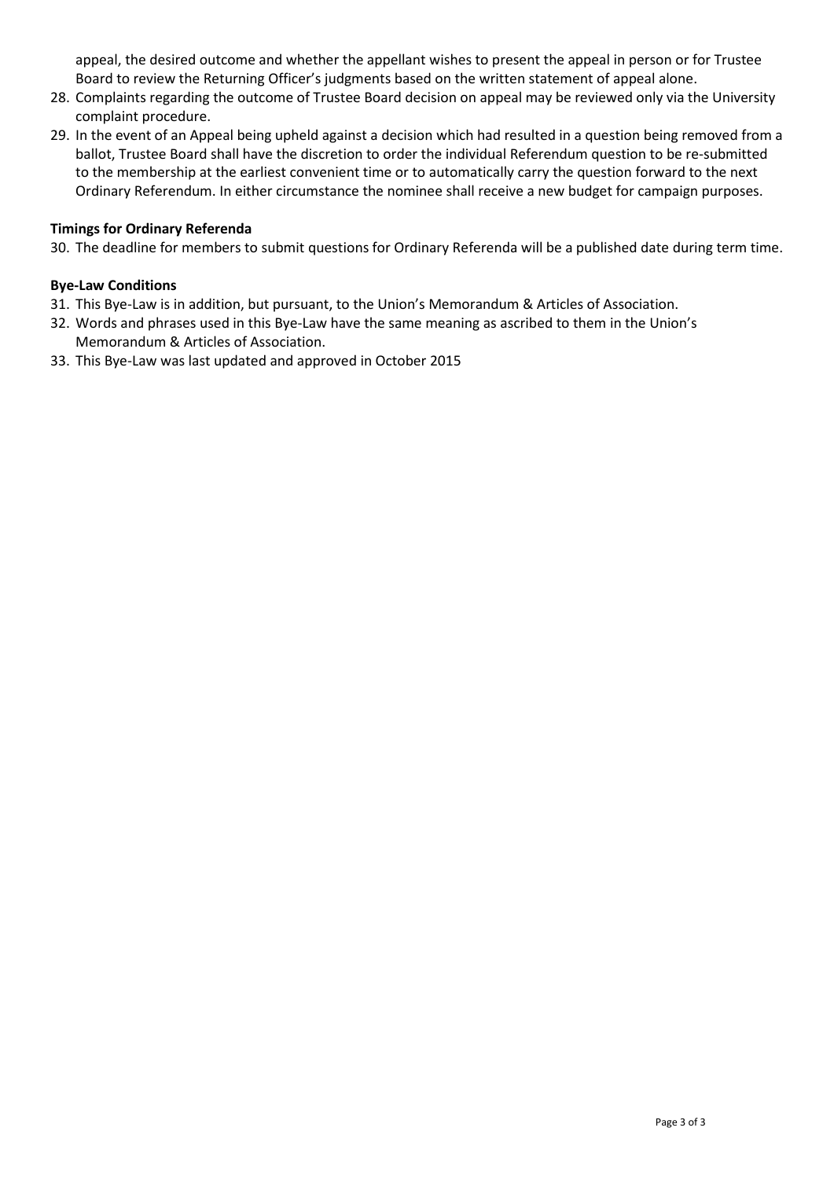appeal, the desired outcome and whether the appellant wishes to present the appeal in person or for Trustee Board to review the Returning Officer's judgments based on the written statement of appeal alone.

28. Complaints regarding the outcome of Trustee Board decision on appeal may be reviewed only via the University complaint procedure.
29. In the event of an Appeal being upheld against a decision which had resulted in a question being removed from a ballot, Trustee Board shall have the discretion to order the individual Referendum question to be re-submitted to the membership at the earliest convenient time or to automatically carry the question forward to the next Ordinary Referendum. In either circumstance the nominee shall receive a new budget for campaign purposes.

**Timings for Ordinary Referenda**

30. The deadline for members to submit questions for Ordinary Referenda will be a published date during term time.

**Bye-Law Conditions**

31. This Bye-Law is in addition, but pursuant, to the Union's Memorandum & Articles of Association.
32. Words and phrases used in this Bye-Law have the same meaning as ascribed to them in the Union's Memorandum & Articles of Association.
33. This Bye-Law was last updated and approved in October 2015